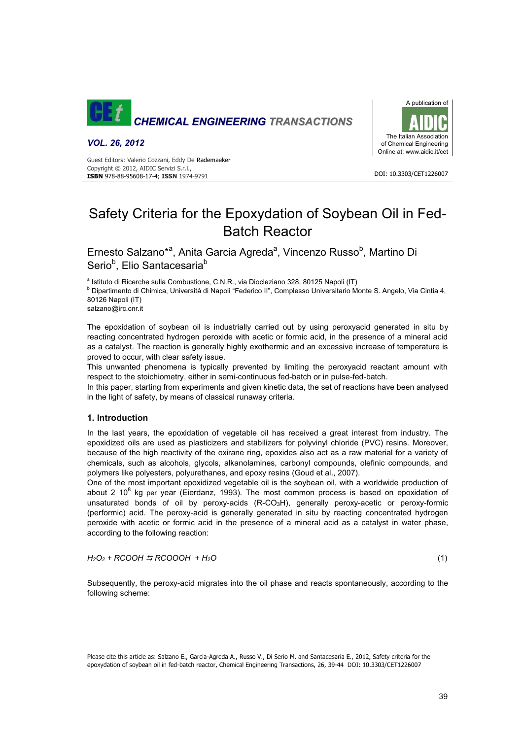# Safety Criteria for the Epoxydation of Soybean Oil in Fed-Batch Reactor

Ernesto Salzano*[a], Anita Garcia Agreda[a], Vincenzo Russo[b], Martino Di Serio[b], Elio Santacesaria[b]

[a] Istituto di Ricerche sulla Combustione, C.N.R., via Diocleziano 328, 80125 Napoli (IT)
[b] Dipartimento di Chimica, Università di Napoli "Federico II", Complesso Universitario Monte S. Angelo, Via Cintia 4, 80126 Napoli (IT)
salzano@irc.cnr.it

The epoxidation of soybean oil is industrially carried out by using peroxyacid generated in situ by reacting concentrated hydrogen peroxide with acetic or formic acid, in the presence of a mineral acid as a catalyst. The reaction is generally highly exothermic and an excessive increase of temperature is proved to occur, with clear safety issue.
This unwanted phenomena is typically prevented by limiting the peroxyacid reactant amount with respect to the stoichiometry, either in semi-continuous fed-batch or in pulse-fed-batch.
In this paper, starting from experiments and given kinetic data, the set of reactions have been analysed in the light of safety, by means of classical runaway criteria.

## 1. Introduction

In the last years, the epoxidation of vegetable oil has received a great interest from industry. The epoxidized oils are used as plasticizers and stabilizers for polyvinyl chloride (PVC) resins. Moreover, because of the high reactivity of the oxirane ring, epoxides also act as a raw material for a variety of chemicals, such as alcohols, glycols, alkanolamines, carbonyl compounds, olefinic compounds, and polymers like polyesters, polyurethanes, and epoxy resins (Goud et al., 2007).
One of the most important epoxidized vegetable oil is the soybean oil, with a worldwide production of about 2 $10^8$ kg per year (Eierdanz, 1993). The most common process is based on epoxidation of unsaturated bonds of oil by peroxy-acids ($R\text{-}CO_3H$), generally peroxy-acetic or peroxy-formic (performic) acid. The peroxy-acid is generally generated in situ by reacting concentrated hydrogen peroxide with acetic or formic acid in the presence of a mineral acid as a catalyst in water phase, according to the following reaction:

$$H_2O_2 + RCOOH \leftrightarrows RCOOOH + H_2O \qquad (1)$$

Subsequently, the peroxy-acid migrates into the oil phase and reacts spontaneously, according to the following scheme: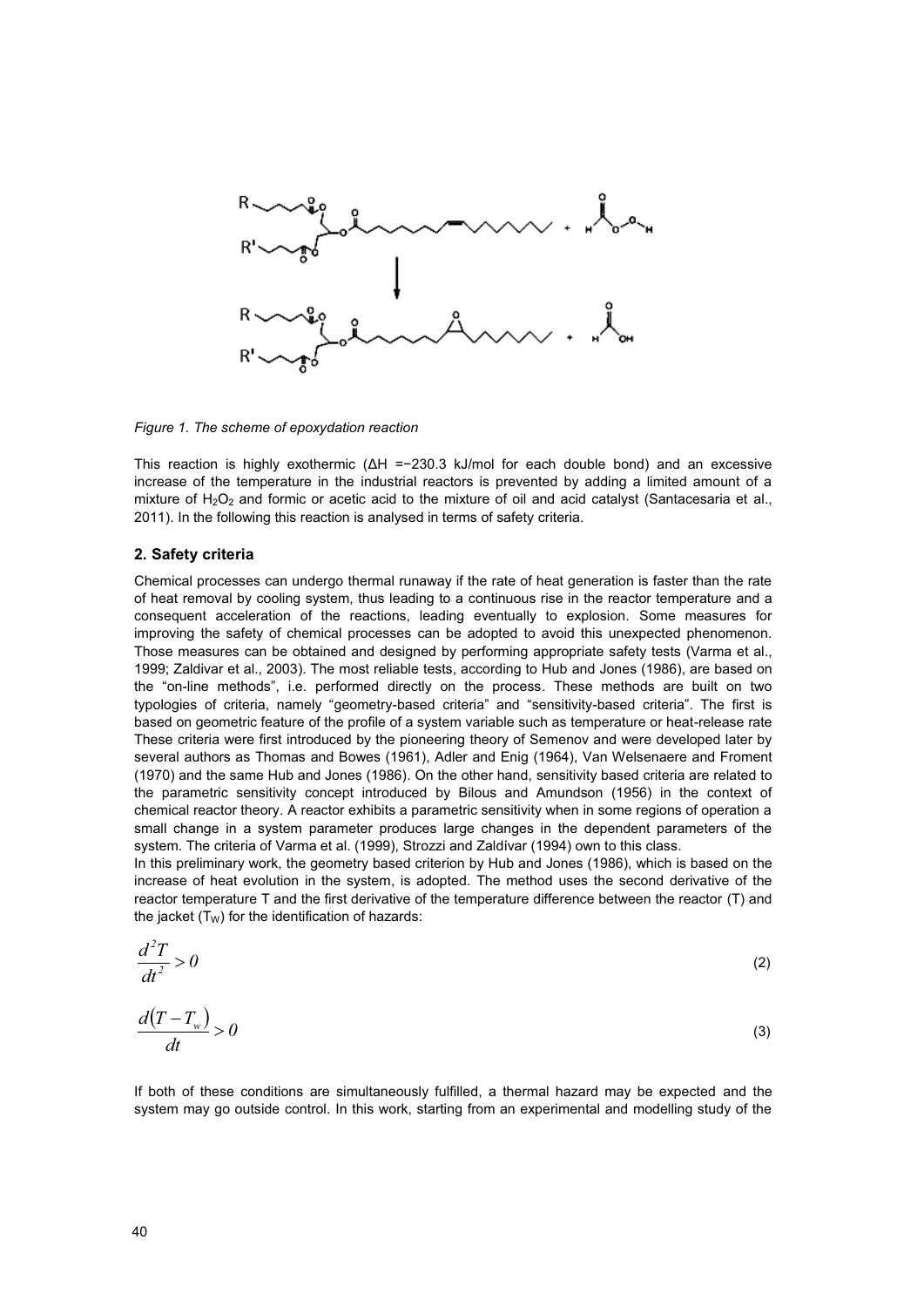*Figure 1. The scheme of epoxydation reaction*

This reaction is highly exothermic (ΔH =−230.3 kJ/mol for each double bond) and an excessive increase of the temperature in the industrial reactors is prevented by adding a limited amount of a mixture of $H_2O_2$ and formic or acetic acid to the mixture of oil and acid catalyst (Santacesaria et al., 2011). In the following this reaction is analysed in terms of safety criteria.

## 2. Safety criteria

Chemical processes can undergo thermal runaway if the rate of heat generation is faster than the rate of heat removal by cooling system, thus leading to a continuous rise in the reactor temperature and a consequent acceleration of the reactions, leading eventually to explosion. Some measures for improving the safety of chemical processes can be adopted to avoid this unexpected phenomenon. Those measures can be obtained and designed by performing appropriate safety tests (Varma et al., 1999; Zaldivar et al., 2003). The most reliable tests, according to Hub and Jones (1986), are based on the "on-line methods", i.e. performed directly on the process. These methods are built on two typologies of criteria, namely "geometry-based criteria" and "sensitivity-based criteria". The first is based on geometric feature of the profile of a system variable such as temperature or heat-release rate These criteria were first introduced by the pioneering theory of Semenov and were developed later by several authors as Thomas and Bowes (1961), Adler and Enig (1964), Van Welsenaere and Froment (1970) and the same Hub and Jones (1986). On the other hand, sensitivity based criteria are related to the parametric sensitivity concept introduced by Bilous and Amundson (1956) in the context of chemical reactor theory. A reactor exhibits a parametric sensitivity when in some regions of operation a small change in a system parameter produces large changes in the dependent parameters of the system. The criteria of Varma et al. (1999), Strozzi and Zaldívar (1994) own to this class.

In this preliminary work, the geometry based criterion by Hub and Jones (1986), which is based on the increase of heat evolution in the system, is adopted. The method uses the second derivative of the reactor temperature T and the first derivative of the temperature difference between the reactor (T) and the jacket ($T_W$) for the identification of hazards:

$$\frac{d^2T}{dt^2} > 0 \tag{2}$$

$$\frac{d(T - T_w)}{dt} > 0 \tag{3}$$

If both of these conditions are simultaneously fulfilled, a thermal hazard may be expected and the system may go outside control. In this work, starting from an experimental and modelling study of the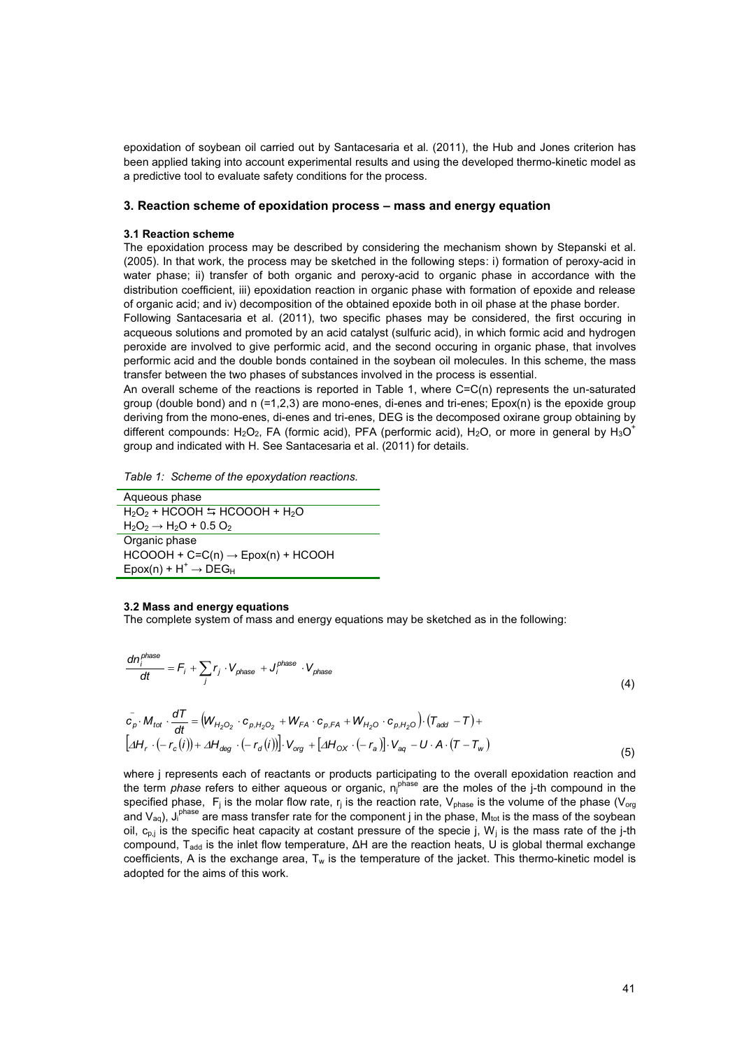epoxidation of soybean oil carried out by Santacesaria et al. (2011), the Hub and Jones criterion has been applied taking into account experimental results and using the developed thermo-kinetic model as a predictive tool to evaluate safety conditions for the process.

## 3. Reaction scheme of epoxidation process – mass and energy equation

### 3.1 Reaction scheme

The epoxidation process may be described by considering the mechanism shown by Stepanski et al. (2005). In that work, the process may be sketched in the following steps: i) formation of peroxy-acid in water phase; ii) transfer of both organic and peroxy-acid to organic phase in accordance with the distribution coefficient, iii) epoxidation reaction in organic phase with formation of epoxide and release of organic acid; and iv) decomposition of the obtained epoxide both in oil phase at the phase border.

Following Santacesaria et al. (2011), two specific phases may be considered, the first occuring in acqueous solutions and promoted by an acid catalyst (sulfuric acid), in which formic acid and hydrogen peroxide are involved to give performic acid, and the second occuring in organic phase, that involves performic acid and the double bonds contained in the soybean oil molecules. In this scheme, the mass transfer between the two phases of substances involved in the process is essential.

An overall scheme of the reactions is reported in Table 1, where C=C(n) represents the un-saturated group (double bond) and n (=1,2,3) are mono-enes, di-enes and tri-enes; Epox(n) is the epoxide group deriving from the mono-enes, di-enes and tri-enes, DEG is the decomposed oxirane group obtaining by different compounds: $H_2O_2$, FA (formic acid), PFA (performic acid), $H_2O$, or more in general by $H_3O^+$ group and indicated with H. See Santacesaria et al. (2011) for details.

*Table 1: Scheme of the epoxydation reactions.*

| Aqueous phase |
|---|
| $H_2O_2 + HCOOH \leftrightarrows HCOOOH + H_2O$ |
| $H_2O_2 \rightarrow H_2O + 0.5\ O_2$ |
| Organic phase |
| $HCOOOH + C{=}C(n) \rightarrow Epox(n) + HCOOH$ |
| $Epox(n) + H^+ \rightarrow DEG_H$ |

### 3.2 Mass and energy equations

The complete system of mass and energy equations may be sketched as in the following:

$$\frac{dn_i^{phase}}{dt} = F_i + \sum_j r_j \cdot V_{phase} + J_i^{phase} \cdot V_{phase} \tag{4}$$

$$\bar{c}_p \cdot M_{tot} \cdot \frac{dT}{dt} = \left(W_{H_2O_2} \cdot c_{p,H_2O_2} + W_{FA} \cdot c_{p,FA} + W_{H_2O} \cdot c_{p,H_2O}\right) \cdot \left(T_{add} - T\right) + \left[\Delta H_r \cdot \left(-r_c(i)\right) + \Delta H_{deg} \cdot \left(-r_d(i)\right)\right] \cdot V_{org} + \left[\Delta H_{OX} \cdot \left(-r_a\right)\right] \cdot V_{aq} - U \cdot A \cdot \left(T - T_w\right) \tag{5}$$

where j represents each of reactants or products participating to the overall epoxidation reaction and the term *phase* refers to either aqueous or organic, $n_j^{phase}$ are the moles of the j-th compound in the specified phase, $F_j$ is the molar flow rate, $r_j$ is the reaction rate, $V_{phase}$ is the volume of the phase ($V_{org}$ and $V_{aq}$), $J_i^{phase}$ are mass transfer rate for the component j in the phase, $M_{tot}$ is the mass of the soybean oil, $c_{p,j}$ is the specific heat capacity at costant pressure of the specie j, $W_j$ is the mass rate of the j-th compound, $T_{add}$ is the inlet flow temperature, $\Delta H$ are the reaction heats, U is global thermal exchange coefficients, A is the exchange area, $T_w$ is the temperature of the jacket. This thermo-kinetic model is adopted for the aims of this work.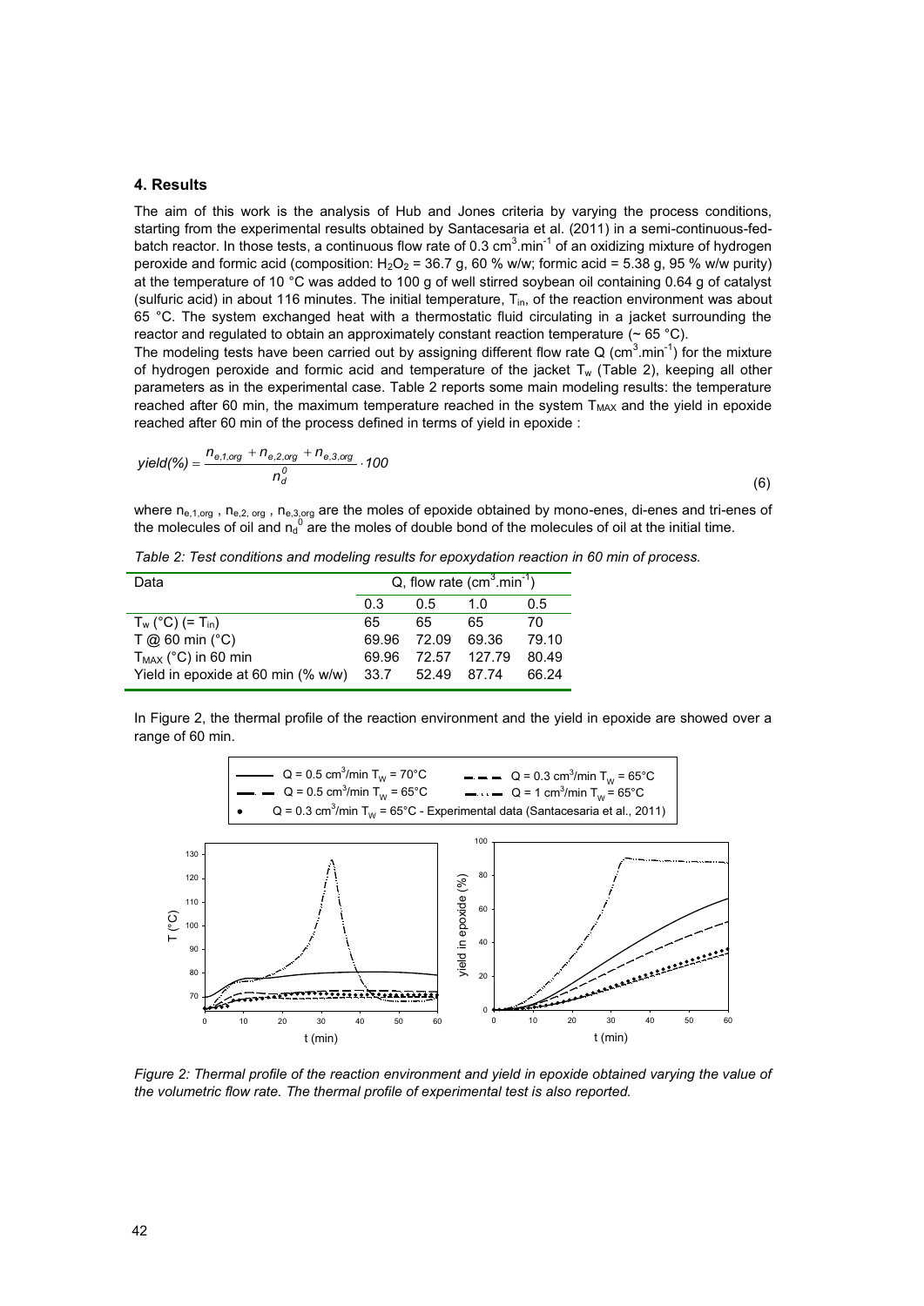## 4. Results

The aim of this work is the analysis of Hub and Jones criteria by varying the process conditions, starting from the experimental results obtained by Santacesaria et al. (2011) in a semi-continuous-fed-batch reactor. In those tests, a continuous flow rate of 0.3 $cm^3.min^{-1}$ of an oxidizing mixture of hydrogen peroxide and formic acid (composition: $H_2O_2$ = 36.7 g, 60 % w/w; formic acid = 5.38 g, 95 % w/w purity) at the temperature of 10 °C was added to 100 g of well stirred soybean oil containing 0.64 g of catalyst (sulfuric acid) in about 116 minutes. The initial temperature, $T_{in}$, of the reaction environment was about 65 °C. The system exchanged heat with a thermostatic fluid circulating in a jacket surrounding the reactor and regulated to obtain an approximately constant reaction temperature (~ 65 °C).

The modeling tests have been carried out by assigning different flow rate Q ($cm^3.min^{-1}$) for the mixture of hydrogen peroxide and formic acid and temperature of the jacket $T_w$ (Table 2), keeping all other parameters as in the experimental case. Table 2 reports some main modeling results: the temperature reached after 60 min, the maximum temperature reached in the system $T_{MAX}$ and the yield in epoxide reached after 60 min of the process defined in terms of yield in epoxide :

$$yield(\%) = \frac{n_{e,1,org} + n_{e,2,org} + n_{e,3,org}}{n_d^0} \cdot 100 \tag{6}$$

where $n_{e,1,org}$ , $n_{e,2,org}$ , $n_{e,3,org}$ are the moles of epoxide obtained by mono-enes, di-enes and tri-enes of the molecules of oil and $n_d^0$ are the moles of double bond of the molecules of oil at the initial time.

*Table 2: Test conditions and modeling results for epoxydation reaction in 60 min of process.*

| Data | Q, flow rate ($cm^3.min^{-1}$) | | | |
|---|---|---|---|---|
| | 0.3 | 0.5 | 1.0 | 0.5 |
| $T_w$ (°C) (= $T_{in}$) | 65 | 65 | 65 | 70 |
| T @ 60 min (°C) | 69.96 | 72.09 | 69.36 | 79.10 |
| $T_{MAX}$ (°C) in 60 min | 69.96 | 72.57 | 127.79 | 80.49 |
| Yield in epoxide at 60 min (% w/w) | 33.7 | 52.49 | 87.74 | 66.24 |

In Figure 2, the thermal profile of the reaction environment and the yield in epoxide are showed over a range of 60 min.

*Figure 2: Thermal profile of the reaction environment and yield in epoxide obtained varying the value of the volumetric flow rate. The thermal profile of experimental test is also reported.*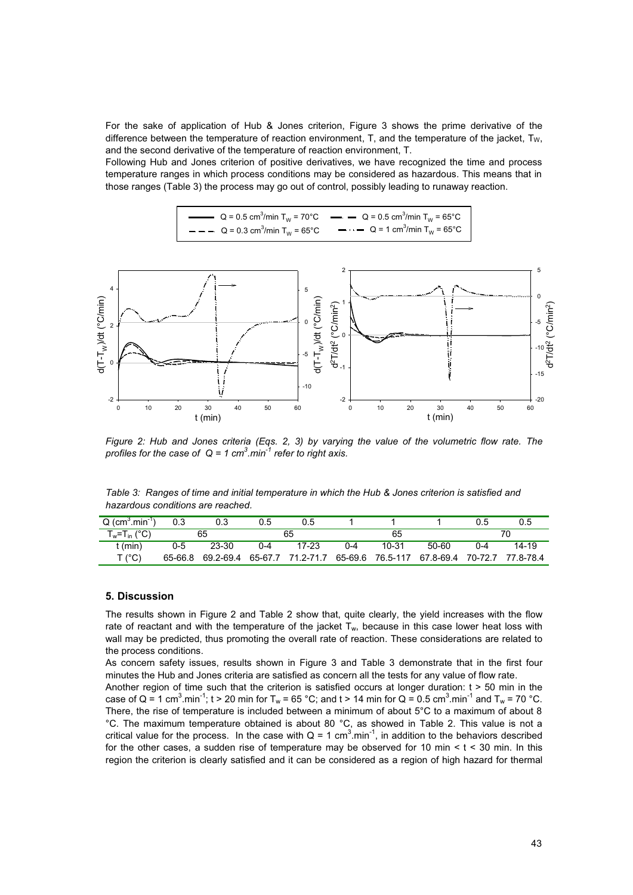For the sake of application of Hub & Jones criterion, Figure 3 shows the prime derivative of the difference between the temperature of reaction environment, T, and the temperature of the jacket, $T_W$, and the second derivative of the temperature of reaction environment, T.

Following Hub and Jones criterion of positive derivatives, we have recognized the time and process temperature ranges in which process conditions may be considered as hazardous. This means that in those ranges (Table 3) the process may go out of control, possibly leading to runaway reaction.

*Figure 2: Hub and Jones criteria (Eqs. 2, 3) by varying the value of the volumetric flow rate. The profiles for the case of $Q = 1$ cm$^3$.min$^{-1}$ refer to right axis.*

*Table 3: Ranges of time and initial temperature in which the Hub & Jones criterion is satisfied and hazardous conditions are reached.*

| Q (cm$^3$.min$^{-1}$) | 0.3 | 0.3 | 0.5 | 0.5 | 1 | 1 | 1 | 0.5 | 0.5 |
|---|---|---|---|---|---|---|---|---|---|
| $T_w$=$T_{in}$ (°C) | 65 | | 65 | | 65 | | | 70 | |
| t (min) | 0-5 | 23-30 | 0-4 | 17-23 | 0-4 | 10-31 | 50-60 | 0-4 | 14-19 |
| T (°C) | 65-66.8 | 69.2-69.4 | 65-67.7 | 71.2-71.7 | 65-69.6 | 76.5-117 | 67.8-69.4 | 70-72.7 | 77.8-78.4 |

## 5. Discussion

The results shown in Figure 2 and Table 2 show that, quite clearly, the yield increases with the flow rate of reactant and with the temperature of the jacket $T_w$, because in this case lower heat loss with wall may be predicted, thus promoting the overall rate of reaction. These considerations are related to the process conditions.

As concern safety issues, results shown in Figure 3 and Table 3 demonstrate that in the first four minutes the Hub and Jones criteria are satisfied as concern all the tests for any value of flow rate.

Another region of time such that the criterion is satisfied occurs at longer duration: $t > 50$ min in the case of $Q = 1$ cm$^3$.min$^{-1}$; $t > 20$ min for $T_w = 65$ °C; and $t > 14$ min for $Q = 0.5$ cm$^3$.min$^{-1}$ and $T_w = 70$ °C. There, the rise of temperature is included between a minimum of about 5°C to a maximum of about 8 °C. The maximum temperature obtained is about 80 °C, as showed in Table 2. This value is not a critical value for the process. In the case with $Q = 1$ cm$^3$.min$^{-1}$, in addition to the behaviors described for the other cases, a sudden rise of temperature may be observed for $10 \text{ min} < t < 30$ min. In this region the criterion is clearly satisfied and it can be considered as a region of high hazard for thermal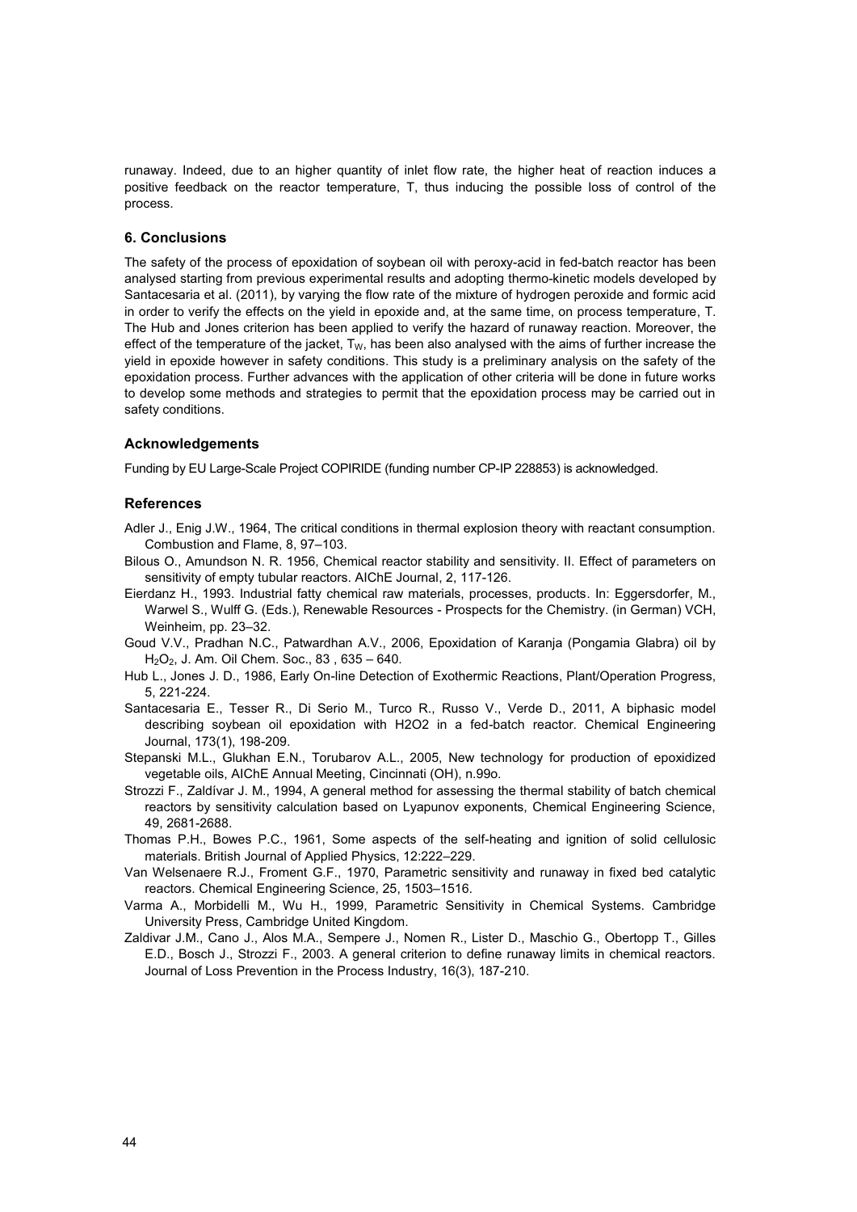runaway. Indeed, due to an higher quantity of inlet flow rate, the higher heat of reaction induces a positive feedback on the reactor temperature, T, thus inducing the possible loss of control of the process.

## 6. Conclusions

The safety of the process of epoxidation of soybean oil with peroxy-acid in fed-batch reactor has been analysed starting from previous experimental results and adopting thermo-kinetic models developed by Santacesaria et al. (2011), by varying the flow rate of the mixture of hydrogen peroxide and formic acid in order to verify the effects on the yield in epoxide and, at the same time, on process temperature, T. The Hub and Jones criterion has been applied to verify the hazard of runaway reaction. Moreover, the effect of the temperature of the jacket, $T_W$, has been also analysed with the aims of further increase the yield in epoxide however in safety conditions. This study is a preliminary analysis on the safety of the epoxidation process. Further advances with the application of other criteria will be done in future works to develop some methods and strategies to permit that the epoxidation process may be carried out in safety conditions.

## Acknowledgements

Funding by EU Large-Scale Project COPIRIDE (funding number CP-IP 228853) is acknowledged.

## References

Adler J., Enig J.W., 1964, The critical conditions in thermal explosion theory with reactant consumption. Combustion and Flame, 8, 97–103.

Bilous O., Amundson N. R. 1956, Chemical reactor stability and sensitivity. II. Effect of parameters on sensitivity of empty tubular reactors. AIChE Journal, 2, 117-126.

Eierdanz H., 1993. Industrial fatty chemical raw materials, processes, products. In: Eggersdorfer, M., Warwel S., Wulff G. (Eds.), Renewable Resources - Prospects for the Chemistry. (in German) VCH, Weinheim, pp. 23–32.

Goud V.V., Pradhan N.C., Patwardhan A.V., 2006, Epoxidation of Karanja (Pongamia Glabra) oil by $H_2O_2$, J. Am. Oil Chem. Soc., 83 , 635 – 640.

Hub L., Jones J. D., 1986, Early On-line Detection of Exothermic Reactions, Plant/Operation Progress, 5, 221-224.

Santacesaria E., Tesser R., Di Serio M., Turco R., Russo V., Verde D., 2011, A biphasic model describing soybean oil epoxidation with H2O2 in a fed-batch reactor. Chemical Engineering Journal, 173(1), 198-209.

Stepanski M.L., Glukhan E.N., Torubarov A.L., 2005, New technology for production of epoxidized vegetable oils, AIChE Annual Meeting, Cincinnati (OH), n.99o.

Strozzi F., Zaldívar J. M., 1994, A general method for assessing the thermal stability of batch chemical reactors by sensitivity calculation based on Lyapunov exponents, Chemical Engineering Science, 49, 2681-2688.

Thomas P.H., Bowes P.C., 1961, Some aspects of the self-heating and ignition of solid cellulosic materials. British Journal of Applied Physics, 12:222–229.

Van Welsenaere R.J., Froment G.F., 1970, Parametric sensitivity and runaway in fixed bed catalytic reactors. Chemical Engineering Science, 25, 1503–1516.

Varma A., Morbidelli M., Wu H., 1999, Parametric Sensitivity in Chemical Systems. Cambridge University Press, Cambridge United Kingdom.

Zaldivar J.M., Cano J., Alos M.A., Sempere J., Nomen R., Lister D., Maschio G., Obertopp T., Gilles E.D., Bosch J., Strozzi F., 2003. A general criterion to define runaway limits in chemical reactors. Journal of Loss Prevention in the Process Industry, 16(3), 187-210.